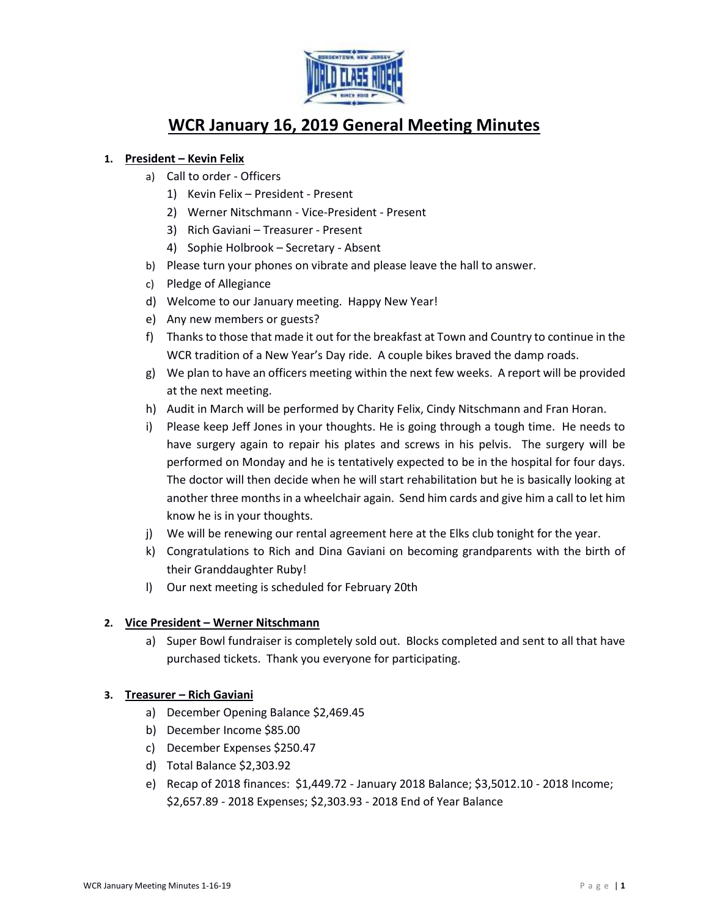# WCR January 16, 2019 General Meeting Minutes

1. **President – Kevin Felix**
   a) Call to order - Officers
      1) Kevin Felix – President - Present
      2) Werner Nitschmann - Vice-President - Present
      3) Rich Gaviani – Treasurer - Present
      4) Sophie Holbrook – Secretary - Absent
   b) Please turn your phones on vibrate and please leave the hall to answer.
   c) Pledge of Allegiance
   d) Welcome to our January meeting. Happy New Year!
   e) Any new members or guests?
   f) Thanks to those that made it out for the breakfast at Town and Country to continue in the WCR tradition of a New Year's Day ride. A couple bikes braved the damp roads.
   g) We plan to have an officers meeting within the next few weeks. A report will be provided at the next meeting.
   h) Audit in March will be performed by Charity Felix, Cindy Nitschmann and Fran Horan.
   i) Please keep Jeff Jones in your thoughts. He is going through a tough time. He needs to have surgery again to repair his plates and screws in his pelvis. The surgery will be performed on Monday and he is tentatively expected to be in the hospital for four days. The doctor will then decide when he will start rehabilitation but he is basically looking at another three months in a wheelchair again. Send him cards and give him a call to let him know he is in your thoughts.
   j) We will be renewing our rental agreement here at the Elks club tonight for the year.
   k) Congratulations to Rich and Dina Gaviani on becoming grandparents with the birth of their Granddaughter Ruby!
   l) Our next meeting is scheduled for February 20th

2. **Vice President – Werner Nitschmann**
   a) Super Bowl fundraiser is completely sold out. Blocks completed and sent to all that have purchased tickets. Thank you everyone for participating.

3. **Treasurer – Rich Gaviani**
   a) December Opening Balance $2,469.45
   b) December Income $85.00
   c) December Expenses $250.47
   d) Total Balance $2,303.92
   e) Recap of 2018 finances: $1,449.72 - January 2018 Balance; $3,5012.10 - 2018 Income; $2,657.89 - 2018 Expenses; $2,303.93 - 2018 End of Year Balance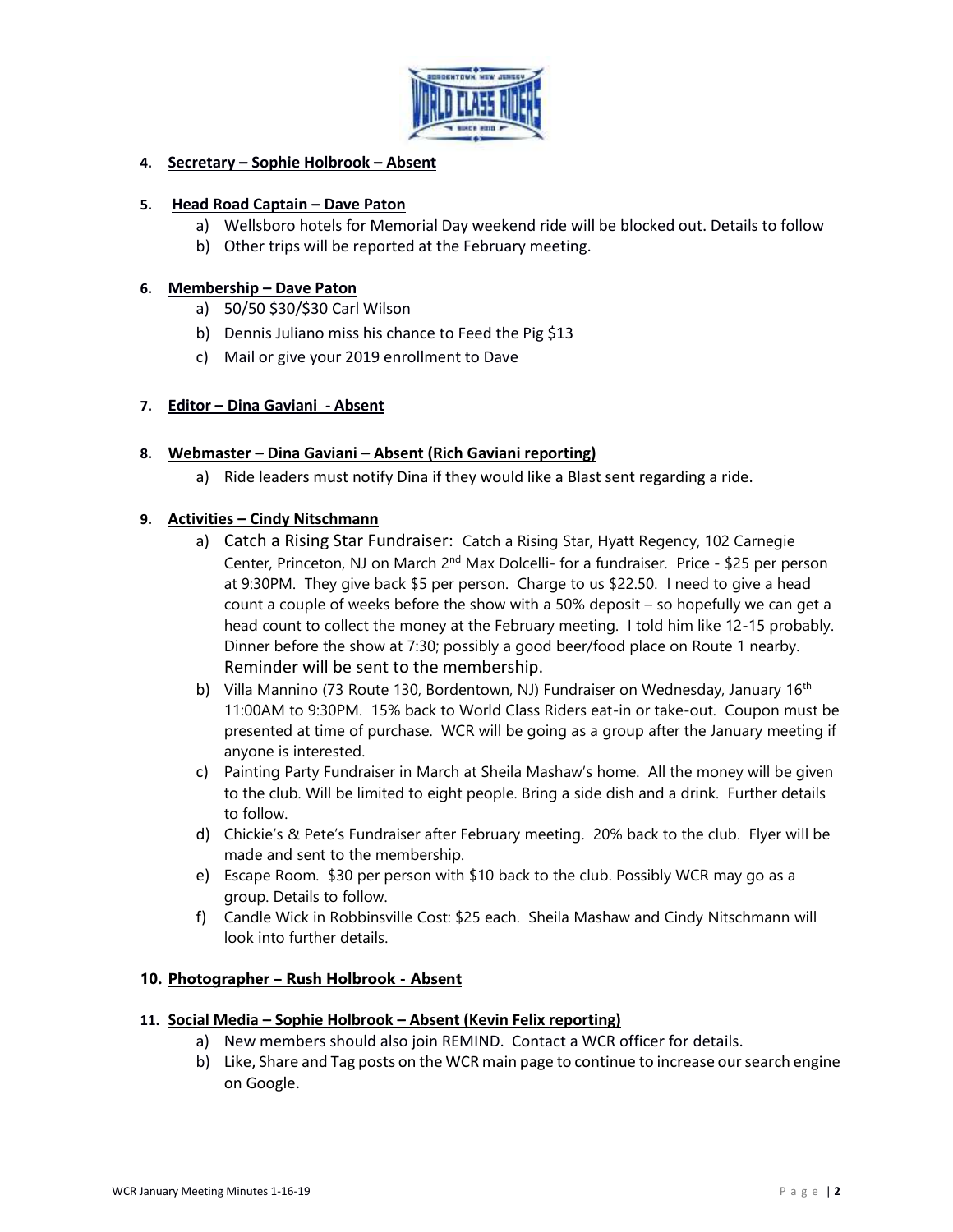4. **Secretary – Sophie Holbrook – Absent**

5. **Head Road Captain – Dave Paton**
   a) Wellsboro hotels for Memorial Day weekend ride will be blocked out. Details to follow
   b) Other trips will be reported at the February meeting.

6. **Membership – Dave Paton**
   a) 50/50 $30/$30 Carl Wilson
   b) Dennis Juliano miss his chance to Feed the Pig $13
   c) Mail or give your 2019 enrollment to Dave

7. **Editor – Dina Gaviani - Absent**

8. **Webmaster – Dina Gaviani – Absent (Rich Gaviani reporting)**
   a) Ride leaders must notify Dina if they would like a Blast sent regarding a ride.

9. **Activities – Cindy Nitschmann**
   a) Catch a Rising Star Fundraiser: Catch a Rising Star, Hyatt Regency, 102 Carnegie Center, Princeton, NJ on March 2nd Max Dolcelli- for a fundraiser. Price - $25 per person at 9:30PM. They give back $5 per person. Charge to us $22.50. I need to give a head count a couple of weeks before the show with a 50% deposit – so hopefully we can get a head count to collect the money at the February meeting. I told him like 12-15 probably. Dinner before the show at 7:30; possibly a good beer/food place on Route 1 nearby. Reminder will be sent to the membership.
   b) Villa Mannino (73 Route 130, Bordentown, NJ) Fundraiser on Wednesday, January 16th 11:00AM to 9:30PM. 15% back to World Class Riders eat-in or take-out. Coupon must be presented at time of purchase. WCR will be going as a group after the January meeting if anyone is interested.
   c) Painting Party Fundraiser in March at Sheila Mashaw's home. All the money will be given to the club. Will be limited to eight people. Bring a side dish and a drink. Further details to follow.
   d) Chickie's & Pete's Fundraiser after February meeting. 20% back to the club. Flyer will be made and sent to the membership.
   e) Escape Room. $30 per person with $10 back to the club. Possibly WCR may go as a group. Details to follow.
   f) Candle Wick in Robbinsville Cost: $25 each. Sheila Mashaw and Cindy Nitschmann will look into further details.

10. **Photographer – Rush Holbrook - Absent**

11. **Social Media – Sophie Holbrook – Absent (Kevin Felix reporting)**
    a) New members should also join REMIND. Contact a WCR officer for details.
    b) Like, Share and Tag posts on the WCR main page to continue to increase our search engine on Google.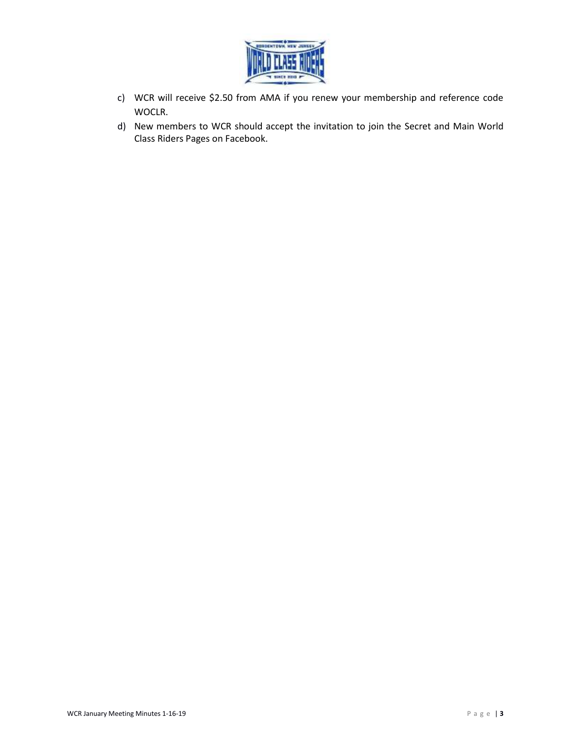c) WCR will receive $2.50 from AMA if you renew your membership and reference code WOCLR.

d) New members to WCR should accept the invitation to join the Secret and Main World Class Riders Pages on Facebook.